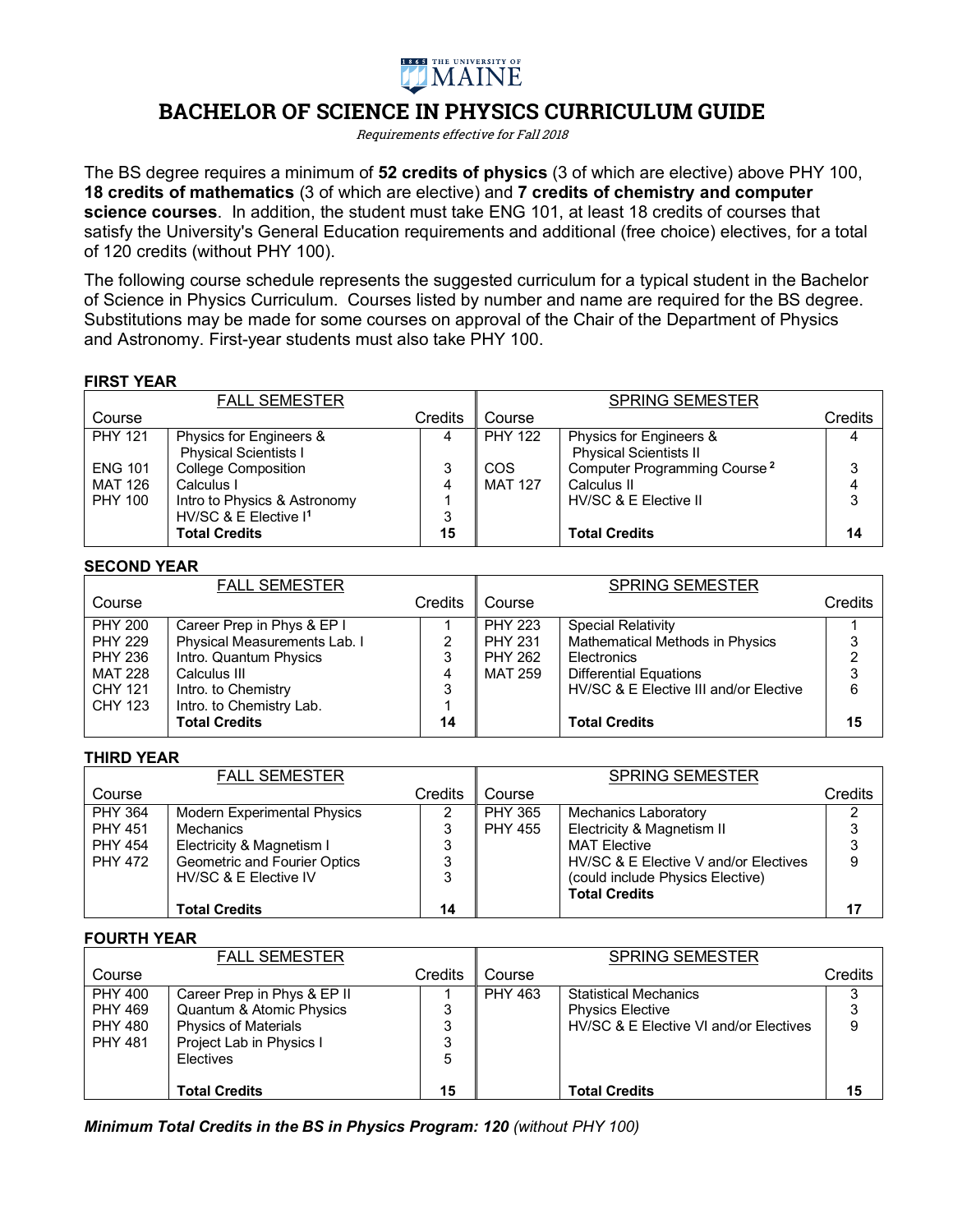THE UNIVERSITY OF MAINE

# BACHELOR OF SCIENCE IN PHYSICS CURRICULUM GUIDE

*Requirements effective for Fall 2018*

The BS degree requires a minimum of **52 credits of physics** (3 of which are elective) above PHY 100, **18 credits of mathematics** (3 of which are elective) and **7 credits of chemistry and computer science courses**. In addition, the student must take ENG 101, at least 18 credits of courses that satisfy the University's General Education requirements and additional (free choice) electives, for a total of 120 credits (without PHY 100).

The following course schedule represents the suggested curriculum for a typical student in the Bachelor of Science in Physics Curriculum. Courses listed by number and name are required for the BS degree. Substitutions may be made for some courses on approval of the Chair of the Department of Physics and Astronomy. First-year students must also take PHY 100.

### FIRST YEAR

| FALL SEMESTER | | | SPRING SEMESTER | | |
|---|---|---|---|---|---|
| Course | | Credits | Course | | Credits |
| PHY 121 | Physics for Engineers & Physical Scientists I | 4 | PHY 122 | Physics for Engineers & Physical Scientists II | 4 |
| ENG 101 | College Composition | 3 | COS | Computer Programming Course [2] | 3 |
| MAT 126 | Calculus I | 4 | MAT 127 | Calculus II | 4 |
| PHY 100 | Intro to Physics & Astronomy | 1 | | HV/SC & E Elective II | 3 |
| | HV/SC & E Elective I[1] | 3 | | | |
| | **Total Credits** | **15** | | **Total Credits** | **14** |

### SECOND YEAR

| FALL SEMESTER | | | SPRING SEMESTER | | |
|---|---|---|---|---|---|
| Course | | Credits | Course | | Credits |
| PHY 200 | Career Prep in Phys & EP I | 1 | PHY 223 | Special Relativity | 1 |
| PHY 229 | Physical Measurements Lab. I | 2 | PHY 231 | Mathematical Methods in Physics | 3 |
| PHY 236 | Intro. Quantum Physics | 3 | PHY 262 | Electronics | 2 |
| MAT 228 | Calculus III | 4 | MAT 259 | Differential Equations | 3 |
| CHY 121 | Intro. to Chemistry | 3 | | HV/SC & E Elective III and/or Elective | 6 |
| CHY 123 | Intro. to Chemistry Lab. | 1 | | | |
| | **Total Credits** | **14** | | **Total Credits** | **15** |

### THIRD YEAR

| FALL SEMESTER | | | SPRING SEMESTER | | |
|---|---|---|---|---|---|
| Course | | Credits | Course | | Credits |
| PHY 364 | Modern Experimental Physics | 2 | PHY 365 | Mechanics Laboratory | 2 |
| PHY 451 | Mechanics | 3 | PHY 455 | Electricity & Magnetism II | 3 |
| PHY 454 | Electricity & Magnetism I | 3 | | MAT Elective | 3 |
| PHY 472 | Geometric and Fourier Optics | 3 | | HV/SC & E Elective V and/or Electives (could include Physics Elective) | 9 |
| | HV/SC & E Elective IV | 3 | | | |
| | **Total Credits** | **14** | | **Total Credits** | **17** |

### FOURTH YEAR

| FALL SEMESTER | | | SPRING SEMESTER | | |
|---|---|---|---|---|---|
| Course | | Credits | Course | | Credits |
| PHY 400 | Career Prep in Phys & EP II | 1 | PHY 463 | Statistical Mechanics | 3 |
| PHY 469 | Quantum & Atomic Physics | 3 | | Physics Elective | 3 |
| PHY 480 | Physics of Materials | 3 | | HV/SC & E Elective VI and/or Electives | 9 |
| PHY 481 | Project Lab in Physics I | 3 | | | |
| | Electives | 5 | | | |
| | **Total Credits** | **15** | | **Total Credits** | **15** |

***Minimum Total Credits in the BS in Physics Program: 120*** *(without PHY 100)*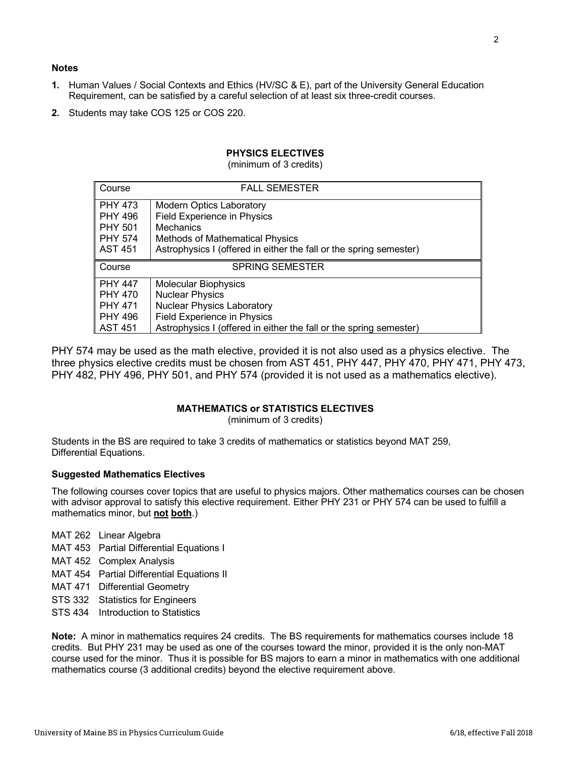**Notes**

1. Human Values / Social Contexts and Ethics (HV/SC & E), part of the University General Education Requirement, can be satisfied by a careful selection of at least six three-credit courses.
2. Students may take COS 125 or COS 220.

### PHYSICS ELECTIVES

(minimum of 3 credits)

| Course | FALL SEMESTER |
|---|---|
| PHY 473 | Modern Optics Laboratory |
| PHY 496 | Field Experience in Physics |
| PHY 501 | Mechanics |
| PHY 574 | Methods of Mathematical Physics |
| AST 451 | Astrophysics I (offered in either the fall or the spring semester) |
| **Course** | **SPRING SEMESTER** |
| PHY 447 | Molecular Biophysics |
| PHY 470 | Nuclear Physics |
| PHY 471 | Nuclear Physics Laboratory |
| PHY 496 | Field Experience in Physics |
| AST 451 | Astrophysics I (offered in either the fall or the spring semester) |

PHY 574 may be used as the math elective, provided it is not also used as a physics elective. The three physics elective credits must be chosen from AST 451, PHY 447, PHY 470, PHY 471, PHY 473, PHY 482, PHY 496, PHY 501, and PHY 574 (provided it is not used as a mathematics elective).

### MATHEMATICS or STATISTICS ELECTIVES

(minimum of 3 credits)

Students in the BS are required to take 3 credits of mathematics or statistics beyond MAT 259, Differential Equations.

**Suggested Mathematics Electives**

The following courses cover topics that are useful to physics majors. Other mathematics courses can be chosen with advisor approval to satisfy this elective requirement. Either PHY 231 or PHY 574 can be used to fulfill a mathematics minor, but **not both**.)

- MAT 262 Linear Algebra
- MAT 453 Partial Differential Equations I
- MAT 452 Complex Analysis
- MAT 454 Partial Differential Equations II
- MAT 471 Differential Geometry
- STS 332 Statistics for Engineers
- STS 434 Introduction to Statistics

**Note:** A minor in mathematics requires 24 credits. The BS requirements for mathematics courses include 18 credits. But PHY 231 may be used as one of the courses toward the minor, provided it is the only non-MAT course used for the minor. Thus it is possible for BS majors to earn a minor in mathematics with one additional mathematics course (3 additional credits) beyond the elective requirement above.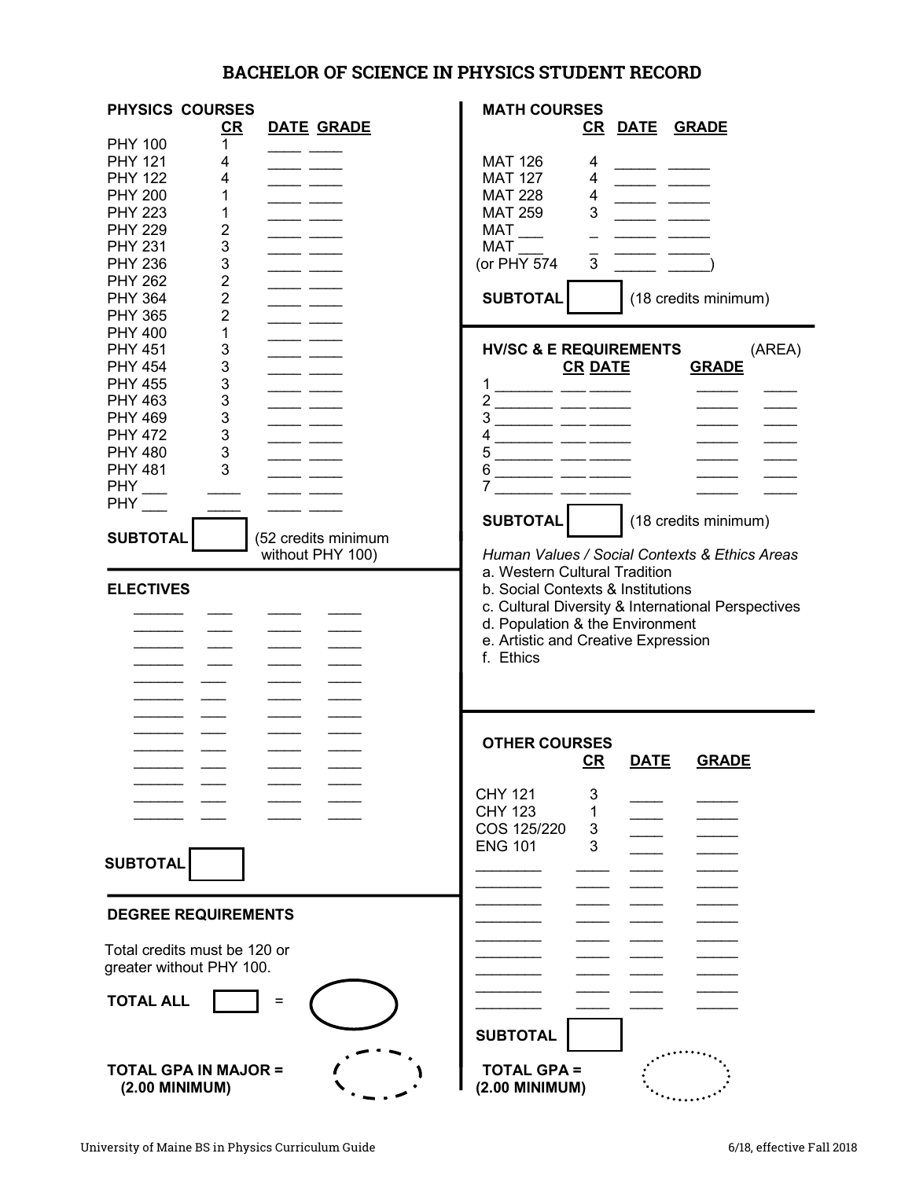# BACHELOR OF SCIENCE IN PHYSICS STUDENT RECORD

## PHYSICS COURSES

| | CR | DATE | GRADE |
|---|---|---|---|
| PHY 100 | 1 | | |
| PHY 121 | 4 | | |
| PHY 122 | 4 | | |
| PHY 200 | 1 | | |
| PHY 223 | 1 | | |
| PHY 229 | 2 | | |
| PHY 231 | 3 | | |
| PHY 236 | 3 | | |
| PHY 262 | 2 | | |
| PHY 364 | 2 | | |
| PHY 365 | 2 | | |
| PHY 400 | 1 | | |
| PHY 451 | 3 | | |
| PHY 454 | 3 | | |
| PHY 455 | 3 | | |
| PHY 463 | 3 | | |
| PHY 469 | 3 | | |
| PHY 472 | 3 | | |
| PHY 480 | 3 | | |
| PHY 481 | 3 | | |
| PHY ___ | ____ | | |
| PHY ___ | ____ | | |

**SUBTOTAL** ______ (52 credits minimum without PHY 100)

## ELECTIVES

| | | | |
|---|---|---|---|
| | | | |
| | | | |
| | | | |
| | | | |
| | | | |
| | | | |
| | | | |
| | | | |
| | | | |
| | | | |
| | | | |
| | | | |

**SUBTOTAL** ______

## DEGREE REQUIREMENTS

Total credits must be 120 or greater without PHY 100.

**TOTAL ALL** ______ = ______

**TOTAL GPA IN MAJOR =** ______
**(2.00 MINIMUM)**

## MATH COURSES

| | CR | DATE | GRADE |
|---|---|---|---|
| MAT 126 | 4 | | |
| MAT 127 | 4 | | |
| MAT 228 | 4 | | |
| MAT 259 | 3 | | |
| MAT ___ | _ | | |
| MAT ___ | _ | | |
| (or PHY 574 | 3 | | ) |

**SUBTOTAL** ______ (18 credits minimum)

## HV/SC & E REQUIREMENTS

| | CR | DATE | GRADE | (AREA) |
|---|---|---|---|---|
| 1 | | | | |
| 2 | | | | |
| 3 | | | | |
| 4 | | | | |
| 5 | | | | |
| 6 | | | | |
| 7 | | | | |

**SUBTOTAL** ______ (18 credits minimum)

*Human Values / Social Contexts & Ethics Areas*

a. Western Cultural Tradition
b. Social Contexts & Institutions
c. Cultural Diversity & International Perspectives
d. Population & the Environment
e. Artistic and Creative Expression
f. Ethics

## OTHER COURSES

| | CR | DATE | GRADE |
|---|---|---|---|
| CHY 121 | 3 | | |
| CHY 123 | 1 | | |
| COS 125/220 | 3 | | |
| ENG 101 | 3 | | |
| | | | |
| | | | |
| | | | |
| | | | |
| | | | |
| | | | |
| | | | |
| | | | |

**SUBTOTAL** ______

**TOTAL GPA =** ______
**(2.00 MINIMUM)**

University of Maine BS in Physics Curriculum Guide — 6/18, effective Fall 2018